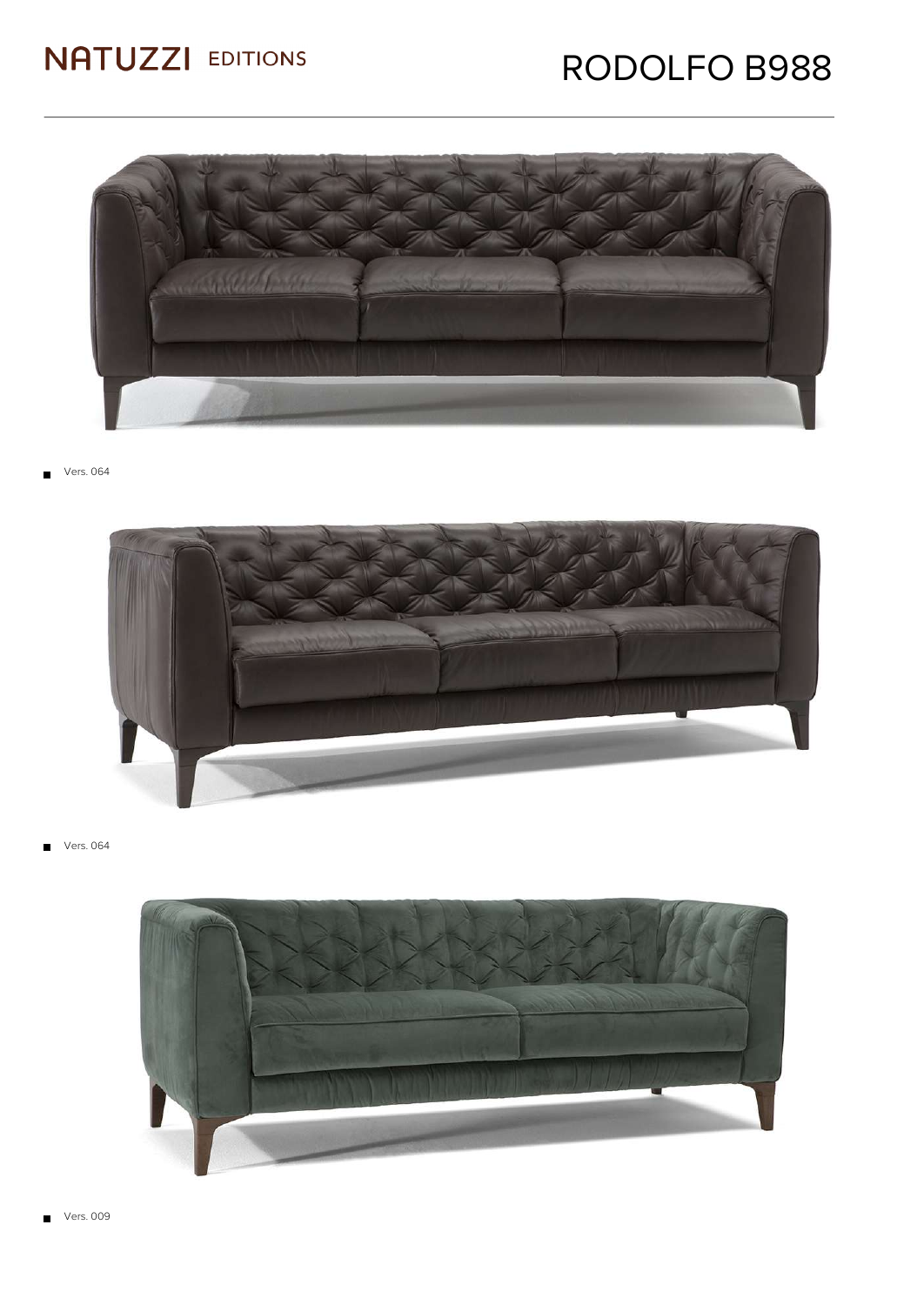# NATUZZI EDITIONS

# RODOLFO B988

- Vers. 064

- Vers. 064

- Vers. 009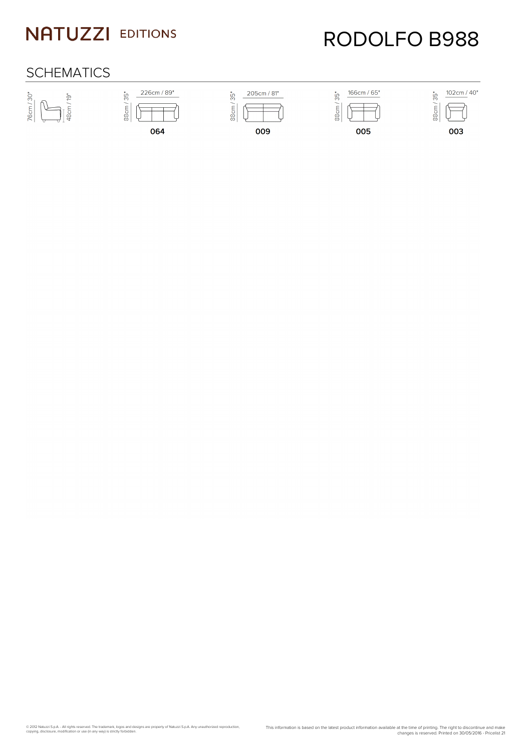# NATUZZI EDITIONS

# RODOLFO B988

## SCHEMATICS

76cm / 30" — 48cm / 19"

| 064 | 009 | 005 | 003 |
|---|---|---|---|
| 226cm / 89" | 205cm / 81" | 166cm / 65" | 102cm / 40" |
| 88cm / 35" | 88cm / 35" | 88cm / 35" | 88cm / 35" |

© 2012 Natuzzi S.p.A. - All rights reserved. The trademark, logos and designs are property of Natuzzi S.p.A. Any unauthorized reproduction, copying, disclosure, modification or use (in any way) is strictly forbidden.

This information is based on the latest product information available at the time of printing. The right to discontinue and make changes is reserved. Printed on 30/05/2016 - Pricelist 21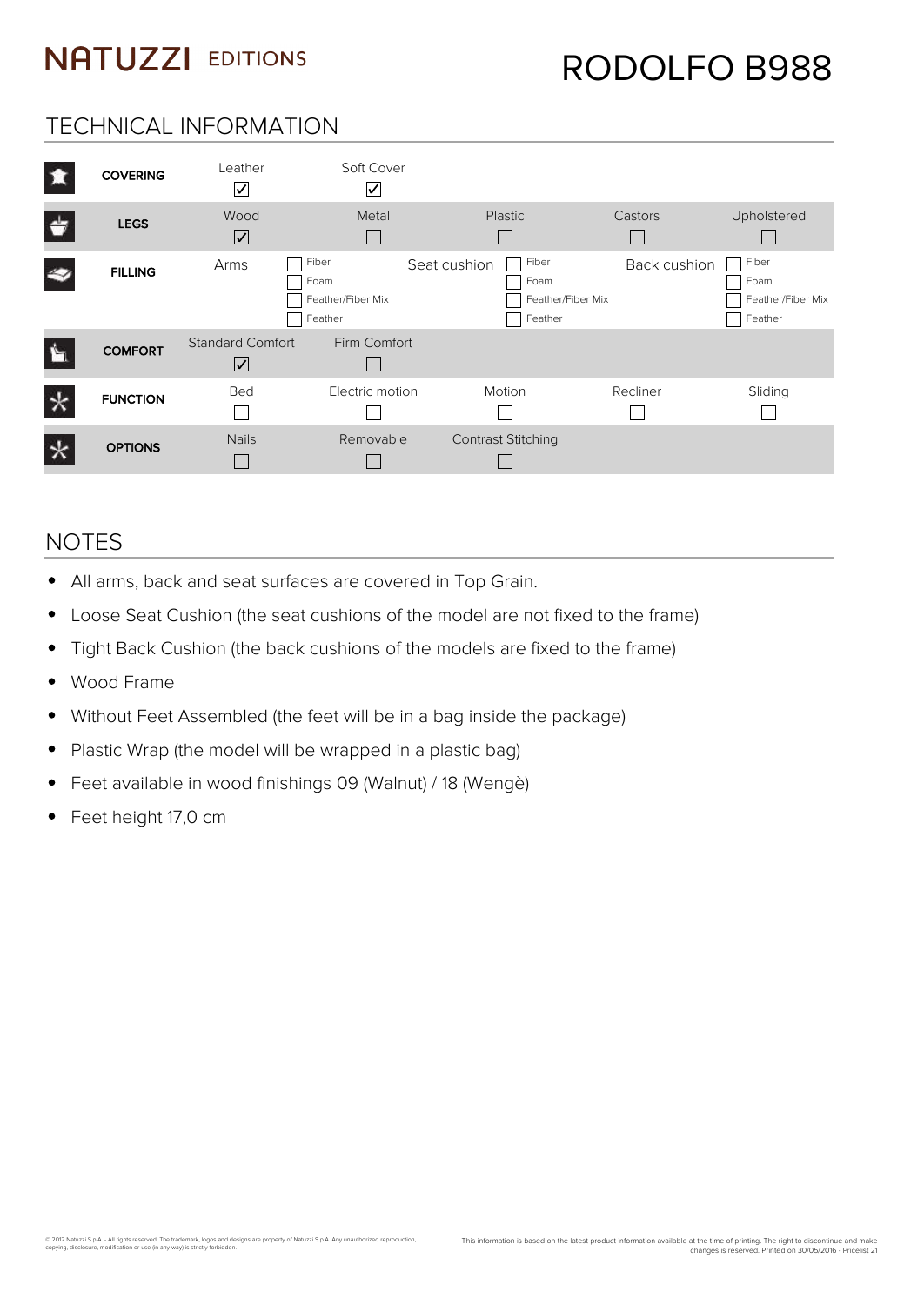NATUZZI EDITIONS

# RODOLFO B988

## TECHNICAL INFORMATION

| | | | | | |
|---|---|---|---|---|---|
| **COVERING** | Leather ☑ | Soft Cover ☑ | | | |
| **LEGS** | Wood ☑ | Metal ☐ | Plastic ☐ | Castors ☐ | Upholstered ☐ |
| **FILLING** | Arms | ☐ Fiber ☐ Foam ☐ Feather/Fiber Mix ☐ Feather | Seat cushion ☐ Fiber ☐ Foam ☐ Feather/Fiber Mix ☐ Feather | Back cushion | ☐ Fiber ☐ Foam ☐ Feather/Fiber Mix ☐ Feather |
| **COMFORT** | Standard Comfort ☑ | Firm Comfort ☐ | | | |
| **FUNCTION** | Bed ☐ | Electric motion ☐ | Motion ☐ | Recliner ☐ | Sliding ☐ |
| **OPTIONS** | Nails ☐ | Removable ☐ | Contrast Stitching ☐ | | |

## NOTES

- All arms, back and seat surfaces are covered in Top Grain.
- Loose Seat Cushion (the seat cushions of the model are not fixed to the frame)
- Tight Back Cushion (the back cushions of the models are fixed to the frame)
- Wood Frame
- Without Feet Assembled (the feet will be in a bag inside the package)
- Plastic Wrap (the model will be wrapped in a plastic bag)
- Feet available in wood finishings 09 (Walnut) / 18 (Wengè)
- Feet height 17,0 cm

© 2012 Natuzzi S.p.A. - All rights reserved. The trademark, logos and designs are property of Natuzzi S.p.A. Any unauthorized reproduction, copying, disclosure, modification or use (in any way) is strictly forbidden.

This information is based on the latest product information available at the time of printing. The right to discontinue and make changes is reserved. Printed on 30/05/2016 - Pricelist 21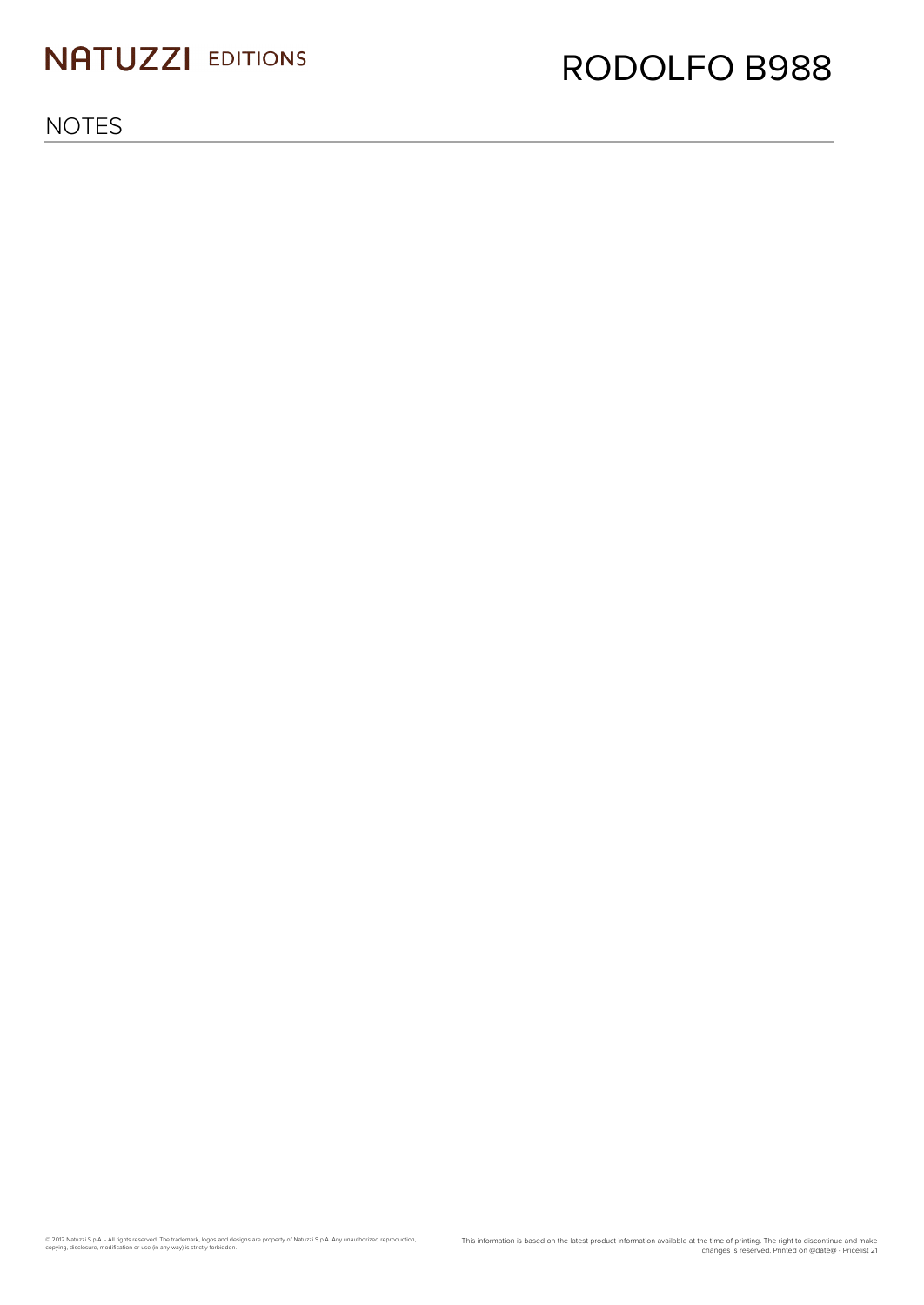## NOTES